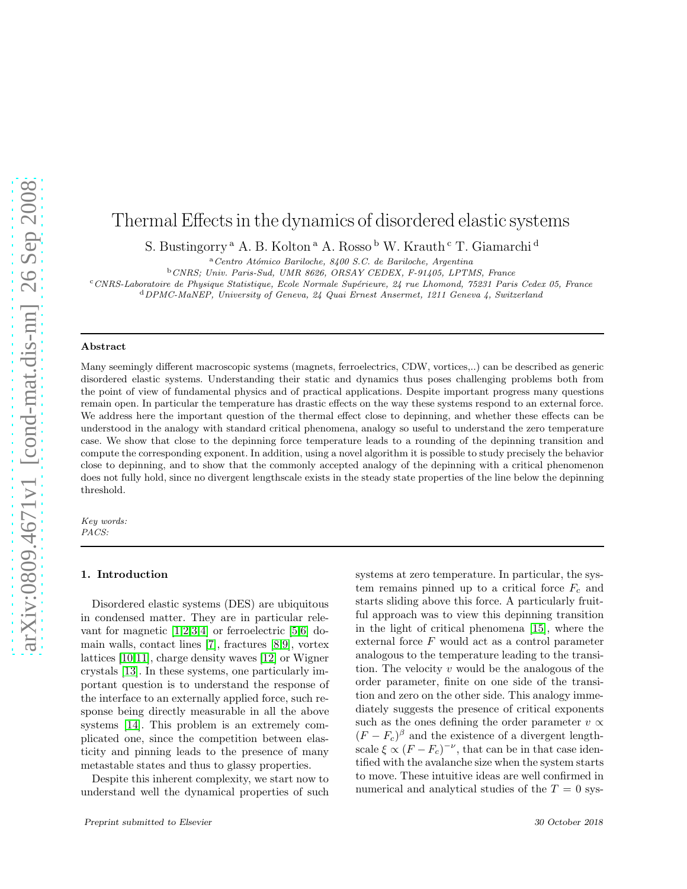# Thermal Effects in the dynamics of disordered elastic systems

S. Bustingorry [a] A. B. Kolton [a] A. Rosso [b] W. Krauth [c] T. Giamarchi [d]

[a] *Centro Atómico Bariloche, 8400 S.C. de Bariloche, Argentina*

[b] *CNRS; Univ. Paris-Sud, UMR 8626, ORSAY CEDEX, F-91405, LPTMS, France*

[c] *CNRS-Laboratoire de Physique Statistique, Ecole Normale Supérieure, 24 rue Lhomond, 75231 Paris Cedex 05, France*

[d] *DPMC-MaNEP, University of Geneva, 24 Quai Ernest Ansermet, 1211 Geneva 4, Switzerland*

## Abstract

Many seemingly different macroscopic systems (magnets, ferroelectrics, CDW, vortices,..) can be described as generic disordered elastic systems. Understanding their static and dynamics thus poses challenging problems both from the point of view of fundamental physics and of practical applications. Despite important progress many questions remain open. In particular the temperature has drastic effects on the way these systems respond to an external force. We address here the important question of the thermal effect close to depinning, and whether these effects can be understood in the analogy with standard critical phenomena, analogy so useful to understand the zero temperature case. We show that close to the depinning force temperature leads to a rounding of the depinning transition and compute the corresponding exponent. In addition, using a novel algorithm it is possible to study precisely the behavior close to depinning, and to show that the commonly accepted analogy of the depinning with a critical phenomenon does not fully hold, since no divergent lengthscale exists in the steady state properties of the line below the depinning threshold.

*Key words:*
*PACS:*

## 1. Introduction

Disordered elastic systems (DES) are ubiquitous in condensed matter. They are in particular relevant for magnetic [1,2,3,4] or ferroelectric [5,6] domain walls, contact lines [7], fractures [8,9], vortex lattices [10,11], charge density waves [12] or Wigner crystals [13]. In these systems, one particularly important question is to understand the response of the interface to an externally applied force, such response being directly measurable in all the above systems [14]. This problem is an extremely complicated one, since the competition between elasticity and pinning leads to the presence of many metastable states and thus to glassy properties.

Despite this inherent complexity, we start now to understand well the dynamical properties of such systems at zero temperature. In particular, the system remains pinned up to a critical force $F_c$ and starts sliding above this force. A particularly fruitful approach was to view this depinning transition in the light of critical phenomena [15], where the external force $F$ would act as a control parameter analogous to the temperature leading to the transition. The velocity $v$ would be the analogous of the order parameter, finite on one side of the transition and zero on the other side. This analogy immediately suggests the presence of critical exponents such as the ones defining the order parameter $v \propto (F - F_c)^{\beta}$ and the existence of a divergent lengthscale $\xi \propto (F - F_c)^{-\nu}$, that can be in that case identified with the avalanche size when the system starts to move. These intuitive ideas are well confirmed in numerical and analytical studies of the $T = 0$ sys-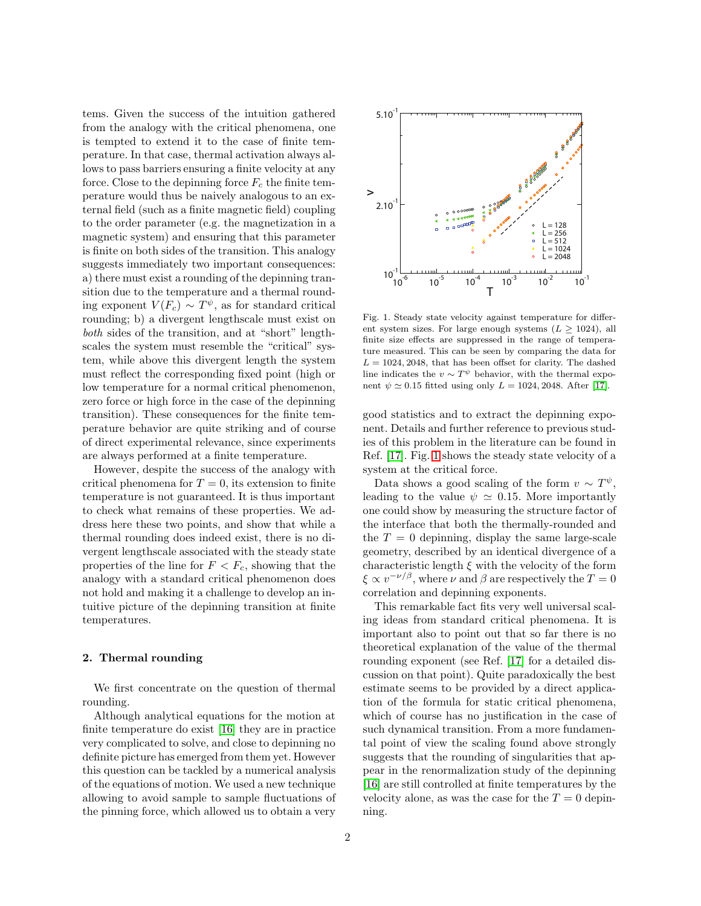tems. Given the success of the intuition gathered from the analogy with the critical phenomena, one is tempted to extend it to the case of finite temperature. In that case, thermal activation always allows to pass barriers ensuring a finite velocity at any force. Close to the depinning force $F_c$ the finite temperature would thus be naively analogous to an external field (such as a finite magnetic field) coupling to the order parameter (e.g. the magnetization in a magnetic system) and ensuring that this parameter is finite on both sides of the transition. This analogy suggests immediately two important consequences: a) there must exist a rounding of the depinning transition due to the temperature and a thermal rounding exponent $V(F_c) \sim T^{\psi}$, as for standard critical rounding; b) a divergent lengthscale must exist on *both* sides of the transition, and at "short" lengthscales the system must resemble the "critical" system, while above this divergent length the system must reflect the corresponding fixed point (high or low temperature for a normal critical phenomenon, zero force or high force in the case of the depinning transition). These consequences for the finite temperature behavior are quite striking and of course of direct experimental relevance, since experiments are always performed at a finite temperature.

However, despite the success of the analogy with critical phenomena for $T = 0$, its extension to finite temperature is not guaranteed. It is thus important to check what remains of these properties. We address here these two points, and show that while a thermal rounding does indeed exist, there is no divergent lengthscale associated with the steady state properties of the line for $F < F_c$, showing that the analogy with a standard critical phenomenon does not hold and making it a challenge to develop an intuitive picture of the depinning transition at finite temperatures.

## 2. Thermal rounding

We first concentrate on the question of thermal rounding.

Although analytical equations for the motion at finite temperature do exist [16] they are in practice very complicated to solve, and close to depinning no definite picture has emerged from them yet. However this question can be tackled by a numerical analysis of the equations of motion. We used a new technique allowing to avoid sample to sample fluctuations of the pinning force, which allowed us to obtain a very good statistics and to extract the depinning exponent. Details and further reference to previous studies of this problem in the literature can be found in Ref. [17]. Fig. 1 shows the steady state velocity of a system at the critical force.

Fig. 1. Steady state velocity against temperature for different system sizes. For large enough systems ($L \geq 1024$), all finite size effects are suppressed in the range of temperature measured. This can be seen by comparing the data for $L = 1024, 2048$, that has been offset for clarity. The dashed line indicates the $v \sim T^{\psi}$ behavior, with the thermal exponent $\psi \simeq 0.15$ fitted using only $L = 1024, 2048$. After [17].

Data shows a good scaling of the form $v \sim T^{\psi}$, leading to the value $\psi \simeq 0.15$. More importantly one could show by measuring the structure factor of the interface that both the thermally-rounded and the $T = 0$ depinning, display the same large-scale geometry, described by an identical divergence of a characteristic length $\xi$ with the velocity of the form $\xi \propto v^{-\nu/\beta}$, where $\nu$ and $\beta$ are respectively the $T = 0$ correlation and depinning exponents.

This remarkable fact fits very well universal scaling ideas from standard critical phenomena. It is important also to point out that so far there is no theoretical explanation of the value of the thermal rounding exponent (see Ref. [17] for a detailed discussion on that point). Quite paradoxically the best estimate seems to be provided by a direct application of the formula for static critical phenomena, which of course has no justification in the case of such dynamical transition. From a more fundamental point of view the scaling found above strongly suggests that the rounding of singularities that appear in the renormalization study of the depinning [16] are still controlled at finite temperatures by the velocity alone, as was the case for the $T = 0$ depinning.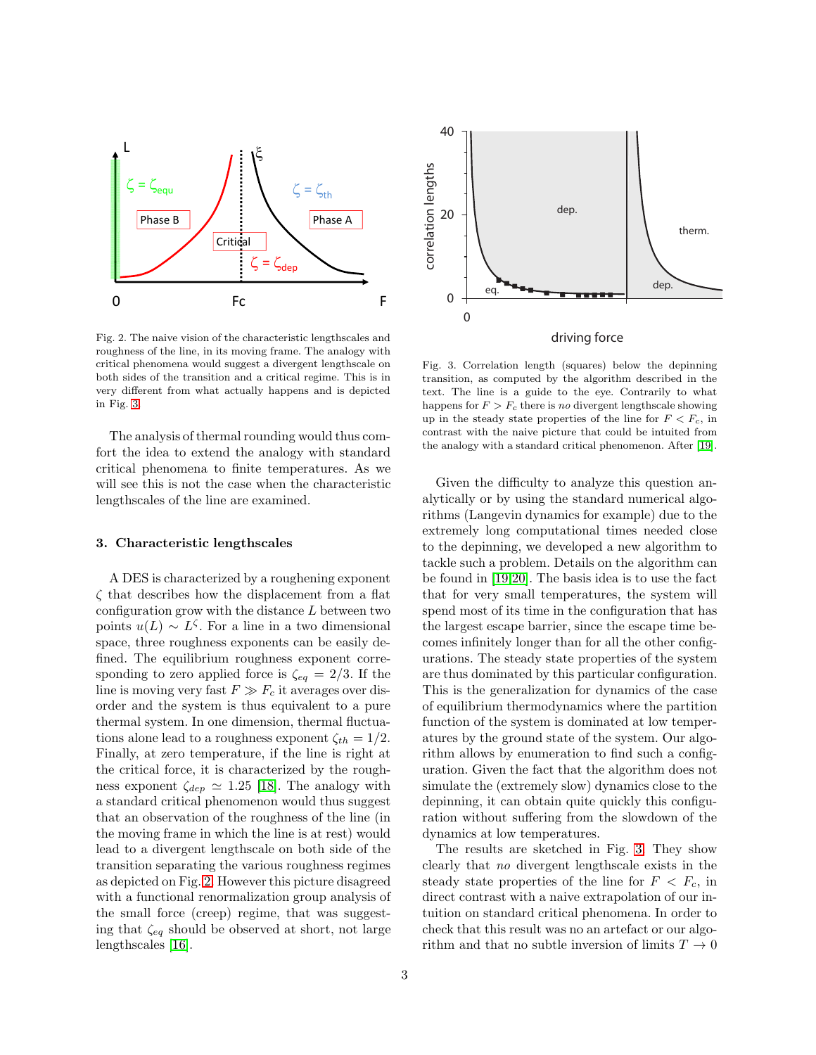Fig. 2. The naive vision of the characteristic lengthscales and roughness of the line, in its moving frame. The analogy with critical phenomena would suggest a divergent lengthscale on both sides of the transition and a critical regime. This is in very different from what actually happens and is depicted in Fig. 3.

The analysis of thermal rounding would thus comfort the idea to extend the analogy with standard critical phenomena to finite temperatures. As we will see this is not the case when the characteristic lengthscales of the line are examined.

## 3. Characteristic lengthscales

A DES is characterized by a roughening exponent $\zeta$ that describes how the displacement from a flat configuration grow with the distance $L$ between two points $u(L) \sim L^{\zeta}$. For a line in a two dimensional space, three roughness exponents can be easily defined. The equilibrium roughness exponent corresponding to zero applied force is $\zeta_{eq} = 2/3$. If the line is moving very fast $F \gg F_c$ it averages over disorder and the system is thus equivalent to a pure thermal system. In one dimension, thermal fluctuations alone lead to a roughness exponent $\zeta_{th} = 1/2$. Finally, at zero temperature, if the line is right at the critical force, it is characterized by the roughness exponent $\zeta_{dep} \simeq 1.25$ [18]. The analogy with a standard critical phenomenon would thus suggest that an observation of the roughness of the line (in the moving frame in which the line is at rest) would lead to a divergent lengthscale on both side of the transition separating the various roughness regimes as depicted on Fig. 2. However this picture disagreed with a functional renormalization group analysis of the small force (creep) regime, that was suggesting that $\zeta_{eq}$ should be observed at short, not large lengthscales [16].

Fig. 3. Correlation length (squares) below the depinning transition, as computed by the algorithm described in the text. The line is a guide to the eye. Contrarily to what happens for $F > F_c$ there is *no* divergent lengthscale showing up in the steady state properties of the line for $F < F_c$, in contrast with the naive picture that could be intuited from the analogy with a standard critical phenomenon. After [19].

Given the difficulty to analyze this question analytically or by using the standard numerical algorithms (Langevin dynamics for example) due to the extremely long computational times needed close to the depinning, we developed a new algorithm to tackle such a problem. Details on the algorithm can be found in [19,20]. The basis idea is to use the fact that for very small temperatures, the system will spend most of its time in the configuration that has the largest escape barrier, since the escape time becomes infinitely longer than for all the other configurations. The steady state properties of the system are thus dominated by this particular configuration. This is the generalization for dynamics of the case of equilibrium thermodynamics where the partition function of the system is dominated at low temperatures by the ground state of the system. Our algorithm allows by enumeration to find such a configuration. Given the fact that the algorithm does not simulate the (extremely slow) dynamics close to the depinning, it can obtain quite quickly this configuration without suffering from the slowdown of the dynamics at low temperatures.

The results are sketched in Fig. 3. They show clearly that *no* divergent lengthscale exists in the steady state properties of the line for $F < F_c$, in direct contrast with a naive extrapolation of our intuition on standard critical phenomena. In order to check that this result was no an artefact or our algorithm and that no subtle inversion of limits $T \to 0$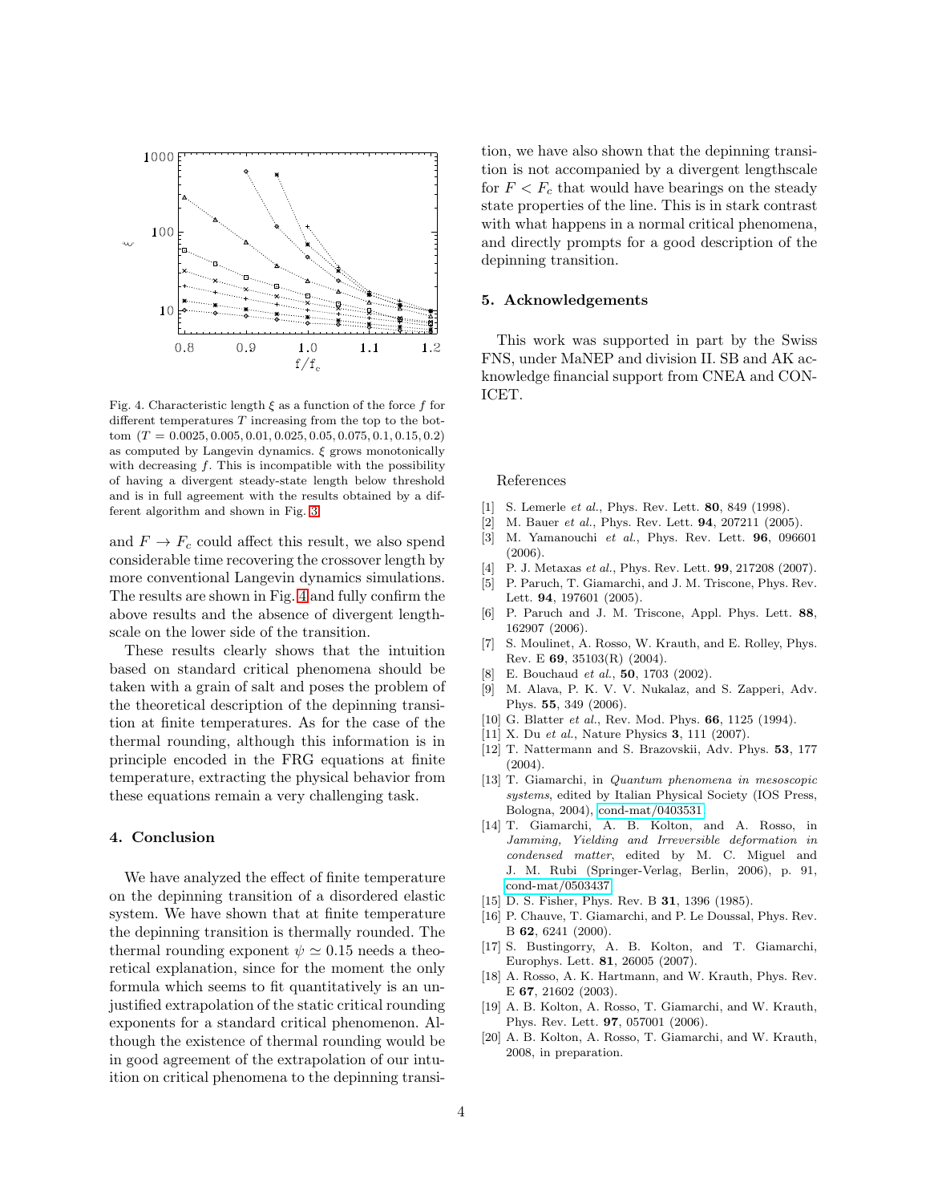1000

100

10

$\xi$

0.8 0.9 1.0 1.1 1.2

$f/f_c$

Fig. 4. Characteristic length $\xi$ as a function of the force $f$ for different temperatures $T$ increasing from the top to the bottom ($T = 0.0025, 0.005, 0.01, 0.025, 0.05, 0.075, 0.1, 0.15, 0.2$) as computed by Langevin dynamics. $\xi$ grows monotonically with decreasing $f$. This is incompatible with the possibility of having a divergent steady-state length below threshold and is in full agreement with the results obtained by a different algorithm and shown in Fig. 3

and $F \to F_c$ could affect this result, we also spend considerable time recovering the crossover length by more conventional Langevin dynamics simulations. The results are shown in Fig. 4 and fully confirm the above results and the absence of divergent lengthscale on the lower side of the transition.

These results clearly shows that the intuition based on standard critical phenomena should be taken with a grain of salt and poses the problem of the theoretical description of the depinning transition at finite temperatures. As for the case of the thermal rounding, although this information is in principle encoded in the FRG equations at finite temperature, extracting the physical behavior from these equations remain a very challenging task.

## 4. Conclusion

We have analyzed the effect of finite temperature on the depinning transition of a disordered elastic system. We have shown that at finite temperature the depinning transition is thermally rounded. The thermal rounding exponent $\psi \simeq 0.15$ needs a theoretical explanation, since for the moment the only formula which seems to fit quantitatively is an unjustified extrapolation of the static critical rounding exponents for a standard critical phenomenon. Although the existence of thermal rounding would be in good agreement of the extrapolation of our intuition on critical phenomena to the depinning transition, we have also shown that the depinning transition is not accompanied by a divergent lengthscale for $F < F_c$ that would have bearings on the steady state properties of the line. This is in stark contrast with what happens in a normal critical phenomena, and directly prompts for a good description of the depinning transition.

## 5. Acknowledgements

This work was supported in part by the Swiss FNS, under MaNEP and division II. SB and AK acknowledge financial support from CNEA and CONICET.

## References

[1] S. Lemerle *et al.*, Phys. Rev. Lett. **80**, 849 (1998).
[2] M. Bauer *et al.*, Phys. Rev. Lett. **94**, 207211 (2005).
[3] M. Yamanouchi *et al.*, Phys. Rev. Lett. **96**, 096601 (2006).
[4] P. J. Metaxas *et al.*, Phys. Rev. Lett. **99**, 217208 (2007).
[5] P. Paruch, T. Giamarchi, and J. M. Triscone, Phys. Rev. Lett. **94**, 197601 (2005).
[6] P. Paruch and J. M. Triscone, Appl. Phys. Lett. **88**, 162907 (2006).
[7] S. Moulinet, A. Rosso, W. Krauth, and E. Rolley, Phys. Rev. E **69**, 35103(R) (2004).
[8] E. Bouchaud *et al.*, **50**, 1703 (2002).
[9] M. Alava, P. K. V. V. Nukalaz, and S. Zapperi, Adv. Phys. **55**, 349 (2006).
[10] G. Blatter *et al.*, Rev. Mod. Phys. **66**, 1125 (1994).
[11] X. Du *et al.*, Nature Physics **3**, 111 (2007).
[12] T. Nattermann and S. Brazovskii, Adv. Phys. **53**, 177 (2004).
[13] T. Giamarchi, in *Quantum phenomena in mesoscopic systems*, edited by Italian Physical Society (IOS Press, Bologna, 2004), cond-mat/0403531.
[14] T. Giamarchi, A. B. Kolton, and A. Rosso, in *Jamming, Yielding and Irreversible deformation in condensed matter*, edited by M. C. Miguel and J. M. Rubi (Springer-Verlag, Berlin, 2006), p. 91, cond-mat/0503437.
[15] D. S. Fisher, Phys. Rev. B **31**, 1396 (1985).
[16] P. Chauve, T. Giamarchi, and P. Le Doussal, Phys. Rev. B **62**, 6241 (2000).
[17] S. Bustingorry, A. B. Kolton, and T. Giamarchi, Europhys. Lett. **81**, 26005 (2007).
[18] A. Rosso, A. K. Hartmann, and W. Krauth, Phys. Rev. E **67**, 21602 (2003).
[19] A. B. Kolton, A. Rosso, T. Giamarchi, and W. Krauth, Phys. Rev. Lett. **97**, 057001 (2006).
[20] A. B. Kolton, A. Rosso, T. Giamarchi, and W. Krauth, 2008, in preparation.